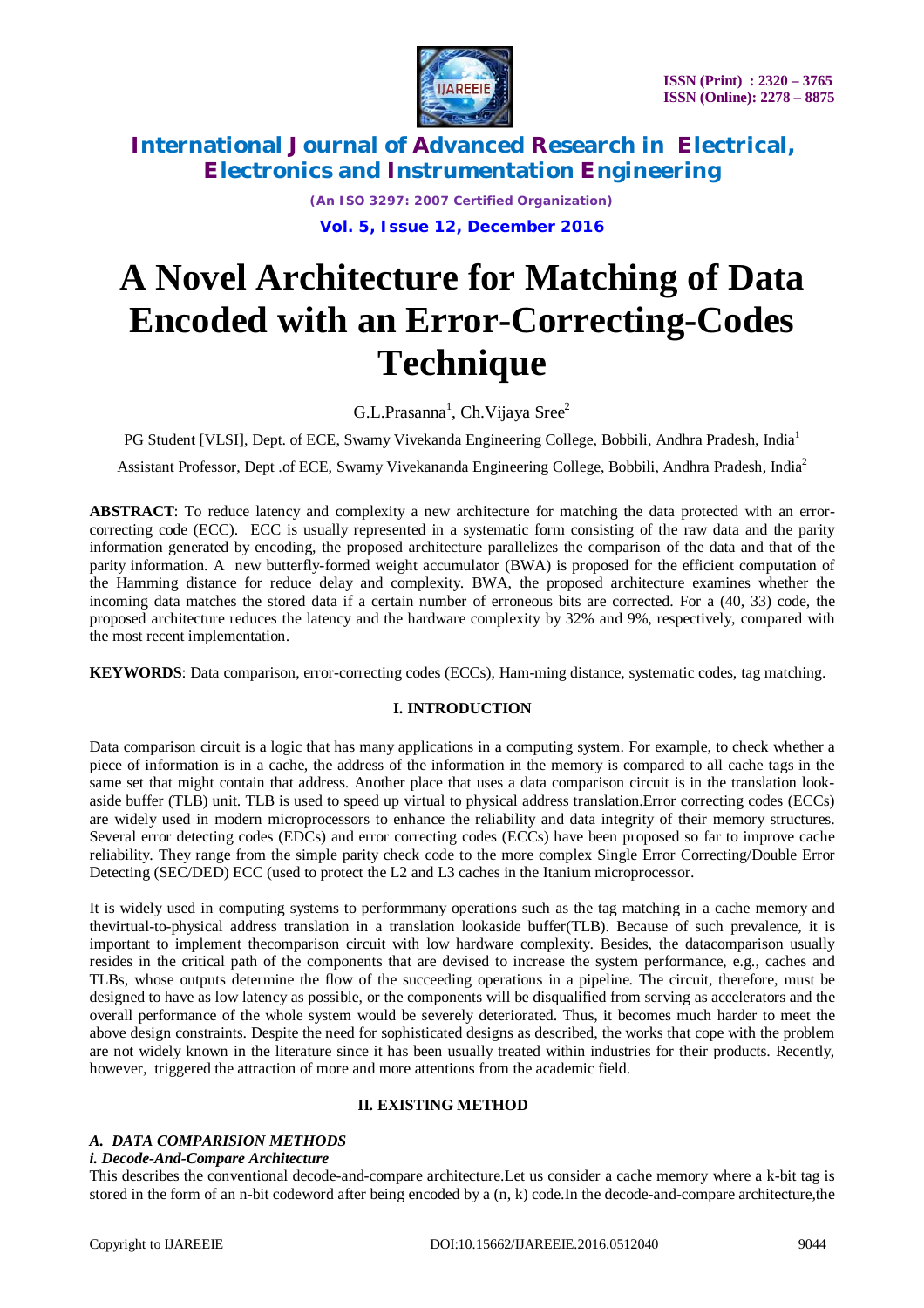# A Novel Architecture for Matching of Data Encoded with an Error-Correcting-Codes Technique

G.L.Prasanna[1], Ch.Vijaya Sree[2]

PG Student [VLSI], Dept. of ECE, Swamy Vivekanda Engineering College, Bobbili, Andhra Pradesh, India[1]

Assistant Professor, Dept .of ECE, Swamy Vivekananda Engineering College, Bobbili, Andhra Pradesh, India[2]

**ABSTRACT**: To reduce latency and complexity a new architecture for matching the data protected with an error-correcting code (ECC). ECC is usually represented in a systematic form consisting of the raw data and the parity information generated by encoding, the proposed architecture parallelizes the comparison of the data and that of the parity information. A new butterfly-formed weight accumulator (BWA) is proposed for the efficient computation of the Hamming distance for reduce delay and complexity. BWA, the proposed architecture examines whether the incoming data matches the stored data if a certain number of erroneous bits are corrected. For a (40, 33) code, the proposed architecture reduces the latency and the hardware complexity by 32% and 9%, respectively, compared with the most recent implementation.

**KEYWORDS**: Data comparison, error-correcting codes (ECCs), Ham-ming distance, systematic codes, tag matching.

## I. INTRODUCTION

Data comparison circuit is a logic that has many applications in a computing system. For example, to check whether a piece of information is in a cache, the address of the information in the memory is compared to all cache tags in the same set that might contain that address. Another place that uses a data comparison circuit is in the translation look-aside buffer (TLB) unit. TLB is used to speed up virtual to physical address translation.Error correcting codes (ECCs) are widely used in modern microprocessors to enhance the reliability and data integrity of their memory structures. Several error detecting codes (EDCs) and error correcting codes (ECCs) have been proposed so far to improve cache reliability. They range from the simple parity check code to the more complex Single Error Correcting/Double Error Detecting (SEC/DED) ECC (used to protect the L2 and L3 caches in the Itanium microprocessor.

It is widely used in computing systems to performmany operations such as the tag matching in a cache memory and thevirtual-to-physical address translation in a translation lookaside buffer(TLB). Because of such prevalence, it is important to implement thecomparison circuit with low hardware complexity. Besides, the datacomparison usually resides in the critical path of the components that are devised to increase the system performance, e.g., caches and TLBs, whose outputs determine the flow of the succeeding operations in a pipeline. The circuit, therefore, must be designed to have as low latency as possible, or the components will be disqualified from serving as accelerators and the overall performance of the whole system would be severely deteriorated. Thus, it becomes much harder to meet the above design constraints. Despite the need for sophisticated designs as described, the works that cope with the problem are not widely known in the literature since it has been usually treated within industries for their products. Recently, however, triggered the attraction of more and more attentions from the academic field.

## II. EXISTING METHOD

### *A. DATA COMPARISION METHODS*

#### *i. Decode-And-Compare Architecture*

This describes the conventional decode-and-compare architecture.Let us consider a cache memory where a k-bit tag is stored in the form of an n-bit codeword after being encoded by a (n, k) code.In the decode-and-compare architecture,the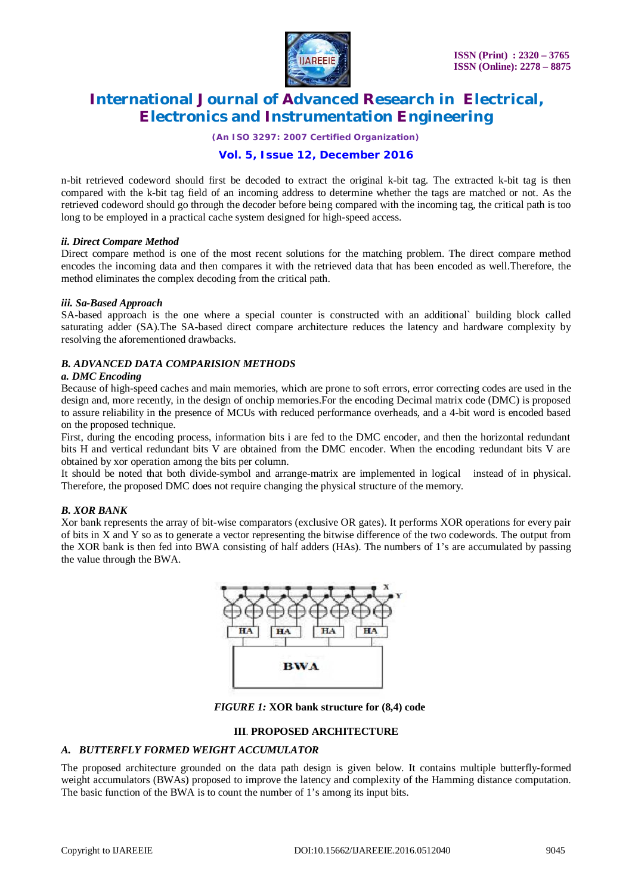n-bit retrieved codeword should first be decoded to extract the original k-bit tag. The extracted k-bit tag is then compared with the k-bit tag field of an incoming address to determine whether the tags are matched or not. As the retrieved codeword should go through the decoder before being compared with the incoming tag, the critical path is too long to be employed in a practical cache system designed for high-speed access.

***ii. Direct Compare Method***

Direct compare method is one of the most recent solutions for the matching problem. The direct compare method encodes the incoming data and then compares it with the retrieved data that has been encoded as well.Therefore, the method eliminates the complex decoding from the critical path.

***iii. Sa-Based Approach***

SA-based approach is the one where a special counter is constructed with an additional` building block called saturating adder (SA).The SA-based direct compare architecture reduces the latency and hardware complexity by resolving the aforementioned drawbacks.

***B. ADVANCED DATA COMPARISION METHODS***

***a. DMC Encoding***

Because of high-speed caches and main memories, which are prone to soft errors, error correcting codes are used in the design and, more recently, in the design of onchip memories.For the encoding Decimal matrix code (DMC) is proposed to assure reliability in the presence of MCUs with reduced performance overheads, and a 4-bit word is encoded based on the proposed technique.

First, during the encoding process, information bits i are fed to the DMC encoder, and then the horizontal redundant bits H and vertical redundant bits V are obtained from the DMC encoder. When the encoding redundant bits V are obtained by xor operation among the bits per column.

It should be noted that both divide-symbol and arrange-matrix are implemented in logical instead of in physical. Therefore, the proposed DMC does not require changing the physical structure of the memory.

***B. XOR BANK***

Xor bank represents the array of bit-wise comparators (exclusive OR gates). It performs XOR operations for every pair of bits in X and Y so as to generate a vector representing the bitwise difference of the two codewords. The output from the XOR bank is then fed into BWA consisting of half adders (HAs). The numbers of 1's are accumulated by passing the value through the BWA.

***FIGURE 1:*** **XOR bank structure for (8,4) code**

## III. PROPOSED ARCHITECTURE

***A. BUTTERFLY FORMED WEIGHT ACCUMULATOR***

The proposed architecture grounded on the data path design is given below. It contains multiple butterfly-formed weight accumulators (BWAs) proposed to improve the latency and complexity of the Hamming distance computation. The basic function of the BWA is to count the number of 1's among its input bits.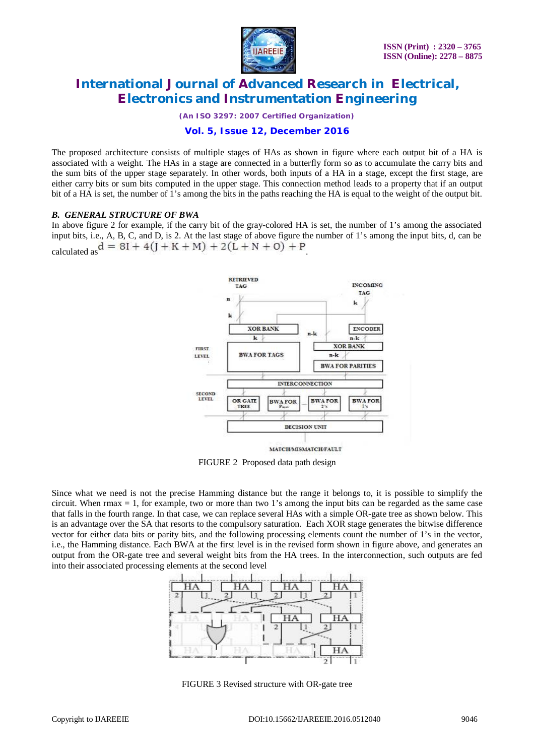The proposed architecture consists of multiple stages of HAs as shown in figure where each output bit of a HA is associated with a weight. The HAs in a stage are connected in a butterfly form so as to accumulate the carry bits and the sum bits of the upper stage separately. In other words, both inputs of a HA in a stage, except the first stage, are either carry bits or sum bits computed in the upper stage. This connection method leads to a property that if an output bit of a HA is set, the number of 1's among the bits in the paths reaching the HA is equal to the weight of the output bit.

### *B. GENERAL STRUCTURE OF BWA*

In above figure 2 for example, if the carry bit of the gray-colored HA is set, the number of 1's among the associated input bits, i.e., A, B, C, and D, is 2. At the last stage of above figure the number of 1's among the input bits, d, can be calculated as $d = 8I + 4(J + K + M) + 2(L + N + O) + P$.

FIGURE 2 Proposed data path design

Since what we need is not the precise Hamming distance but the range it belongs to, it is possible to simplify the circuit. When rmax = 1, for example, two or more than two 1's among the input bits can be regarded as the same case that falls in the fourth range. In that case, we can replace several HAs with a simple OR-gate tree as shown below. This is an advantage over the SA that resorts to the compulsory saturation. Each XOR stage generates the bitwise difference vector for either data bits or parity bits, and the following processing elements count the number of 1's in the vector, i.e., the Hamming distance. Each BWA at the first level is in the revised form shown in figure above, and generates an output from the OR-gate tree and several weight bits from the HA trees. In the interconnection, such outputs are fed into their associated processing elements at the second level

FIGURE 3 Revised structure with OR-gate tree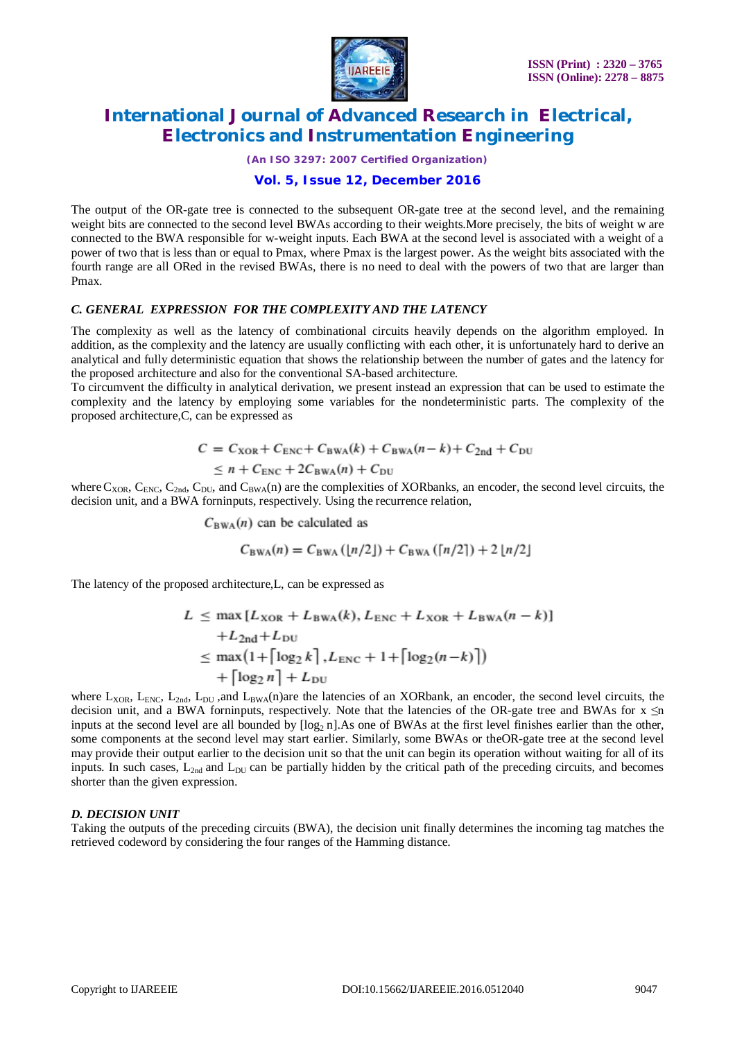The output of the OR-gate tree is connected to the subsequent OR-gate tree at the second level, and the remaining weight bits are connected to the second level BWAs according to their weights.More precisely, the bits of weight w are connected to the BWA responsible for w-weight inputs. Each BWA at the second level is associated with a weight of a power of two that is less than or equal to Pmax, where Pmax is the largest power. As the weight bits associated with the fourth range are all ORed in the revised BWAs, there is no need to deal with the powers of two that are larger than Pmax.

### *C. GENERAL EXPRESSION FOR THE COMPLEXITY AND THE LATENCY*

The complexity as well as the latency of combinational circuits heavily depends on the algorithm employed. In addition, as the complexity and the latency are usually conflicting with each other, it is unfortunately hard to derive an analytical and fully deterministic equation that shows the relationship between the number of gates and the latency for the proposed architecture and also for the conventional SA-based architecture.

To circumvent the difficulty in analytical derivation, we present instead an expression that can be used to estimate the complexity and the latency by employing some variables for the nondeterministic parts. The complexity of the proposed architecture,C, can be expressed as

$$
\begin{aligned}
C &= C_{\mathrm{XOR}} + C_{\mathrm{ENC}} + C_{\mathrm{BWA}}(k) + C_{\mathrm{BWA}}(n-k) + C_{\mathrm{2nd}} + C_{\mathrm{DU}} \\
&\leq n + C_{\mathrm{ENC}} + 2C_{\mathrm{BWA}}(n) + C_{\mathrm{DU}}
\end{aligned}
$$

where $C_{XOR}$, $C_{ENC}$, $C_{2nd}$, $C_{DU}$, and $C_{BWA}(n)$ are the complexities of XORbanks, an encoder, the second level circuits, the decision unit, and a BWA forninputs, respectively. Using the recurrence relation,

$C_{\mathrm{BWA}}(n)$ can be calculated as

$$
C_{\mathrm{BWA}}(n) = C_{\mathrm{BWA}}(\lfloor n/2 \rfloor) + C_{\mathrm{BWA}}(\lceil n/2 \rceil) + 2\lfloor n/2 \rfloor
$$

The latency of the proposed architecture,L, can be expressed as

$$
\begin{aligned}
L &\leq \max\left[L_{\mathrm{XOR}} + L_{\mathrm{BWA}}(k),\, L_{\mathrm{ENC}} + L_{\mathrm{XOR}} + L_{\mathrm{BWA}}(n-k)\right] \\
&\quad + L_{\mathrm{2nd}} + L_{\mathrm{DU}} \\
&\leq \max\left(1 + \lceil \log_2 k \rceil, L_{\mathrm{ENC}} + 1 + \lceil \log_2 (n-k) \rceil\right) \\
&\quad + \lceil \log_2 n \rceil + L_{\mathrm{DU}}
\end{aligned}
$$

where $L_{XOR}$, $L_{ENC}$, $L_{2nd}$, $L_{DU}$ ,and $L_{BWA}(n)$are the latencies of an XORbank, an encoder, the second level circuits, the decision unit, and a BWA forninputs, respectively. Note that the latencies of the OR-gate tree and BWAs for $x \leq n$ inputs at the second level are all bounded by $[\log_2 n]$.As one of BWAs at the first level finishes earlier than the other, some components at the second level may start earlier. Similarly, some BWAs or theOR-gate tree at the second level may provide their output earlier to the decision unit so that the unit can begin its operation without waiting for all of its inputs. In such cases, $L_{2nd}$ and $L_{DU}$ can be partially hidden by the critical path of the preceding circuits, and becomes shorter than the given expression.

### *D. DECISION UNIT*

Taking the outputs of the preceding circuits (BWA), the decision unit finally determines the incoming tag matches the retrieved codeword by considering the four ranges of the Hamming distance.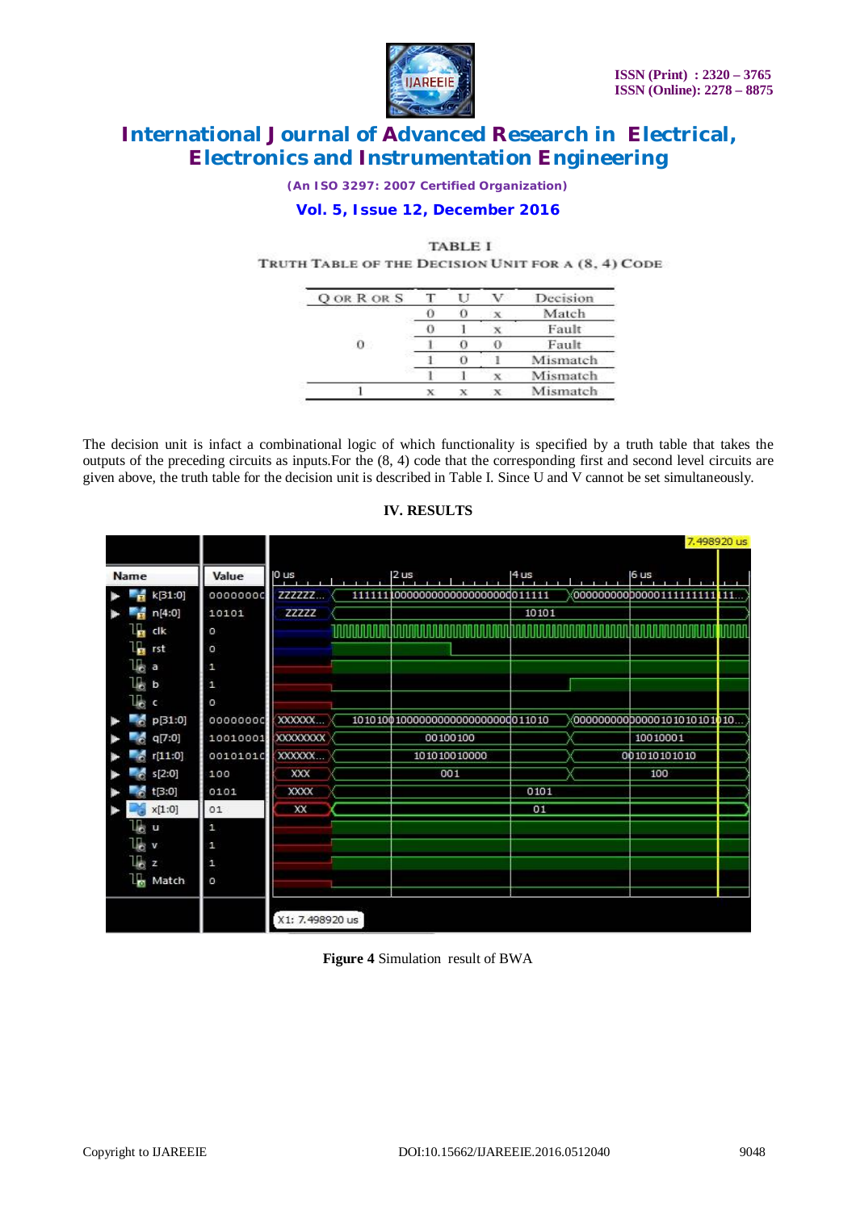TABLE I

TRUTH TABLE OF THE DECISION UNIT FOR A (8, 4) CODE

| Q OR R OR S | T | U | V | Decision |
|---|---|---|---|---|
| 0 | 0 | 0 | x | Match |
| | 0 | 1 | x | Fault |
| | 1 | 0 | 0 | Fault |
| | 1 | 0 | 1 | Mismatch |
| | 1 | 1 | x | Mismatch |
| 1 | x | x | x | Mismatch |

The decision unit is infact a combinational logic of which functionality is specified by a truth table that takes the outputs of the preceding circuits as inputs.For the (8, 4) code that the corresponding first and second level circuits are given above, the truth table for the decision unit is described in Table I. Since U and V cannot be set simultaneously.

## IV. RESULTS

**Figure 4** Simulation result of BWA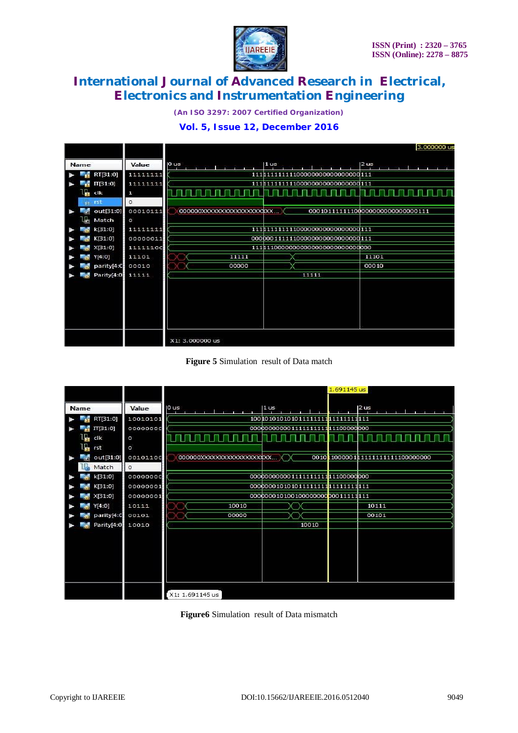**Figure 5** Simulation result of Data match

**Figure6** Simulation result of Data mismatch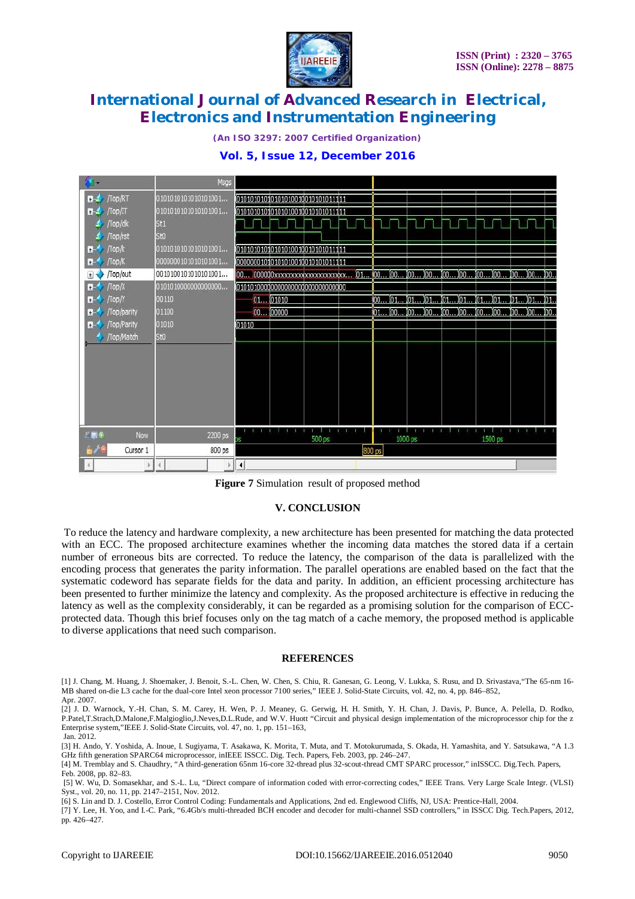Figure 7 Simulation result of proposed method

## V. CONCLUSION

To reduce the latency and hardware complexity, a new architecture has been presented for matching the data protected with an ECC. The proposed architecture examines whether the incoming data matches the stored data if a certain number of erroneous bits are corrected. To reduce the latency, the comparison of the data is parallelized with the encoding process that generates the parity information. The parallel operations are enabled based on the fact that the systematic codeword has separate fields for the data and parity. In addition, an efficient processing architecture has been presented to further minimize the latency and complexity. As the proposed architecture is effective in reducing the latency as well as the complexity considerably, it can be regarded as a promising solution for the comparison of ECC-protected data. Though this brief focuses only on the tag match of a cache memory, the proposed method is applicable to diverse applications that need such comparison.

## REFERENCES

[1] J. Chang, M. Huang, J. Shoemaker, J. Benoit, S.-L. Chen, W. Chen, S. Chiu, R. Ganesan, G. Leong, V. Lukka, S. Rusu, and D. Srivastava,"The 65-nm 16-MB shared on-die L3 cache for the dual-core Intel xeon processor 7100 series," IEEE J. Solid-State Circuits, vol. 42, no. 4, pp. 846–852, Apr. 2007.

[2] J. D. Warnock, Y.-H. Chan, S. M. Carey, H. Wen, P. J. Meaney, G. Gerwig, H. H. Smith, Y. H. Chan, J. Davis, P. Bunce, A. Pelella, D. Rodko, P.Patel,T.Strach,D.Malone,F.Malgioglio,J.Neves,D.L.Rude, and W.V. Huott "Circuit and physical design implementation of the microprocessor chip for the z Enterprise system,"IEEE J. Solid-State Circuits, vol. 47, no. 1, pp. 151–163, Jan. 2012.

[3] H. Ando, Y. Yoshida, A. Inoue, I. Sugiyama, T. Asakawa, K. Morita, T. Muta, and T. Motokurumada, S. Okada, H. Yamashita, and Y. Satsukawa, "A 1.3 GHz fifth generation SPARC64 microprocessor, inIEEE ISSCC. Dig. Tech. Papers, Feb. 2003, pp. 246–247.

[4] M. Tremblay and S. Chaudhry, "A third-generation 65nm 16-core 32-thread plus 32-scout-thread CMT SPARC processor," inISSCC. Dig.Tech. Papers, Feb. 2008, pp. 82–83.

[5] W. Wu, D. Somasekhar, and S.-L. Lu, "Direct compare of information coded with error-correcting codes," IEEE Trans. Very Large Scale Integr. (VLSI) Syst., vol. 20, no. 11, pp. 2147–2151, Nov. 2012.

[6] S. Lin and D. J. Costello, Error Control Coding: Fundamentals and Applications, 2nd ed. Englewood Cliffs, NJ, USA: Prentice-Hall, 2004.

[7] Y. Lee, H. Yoo, and I.-C. Park, "6.4Gb/s multi-threaded BCH encoder and decoder for multi-channel SSD controllers," in ISSCC Dig. Tech.Papers, 2012, pp. 426–427.